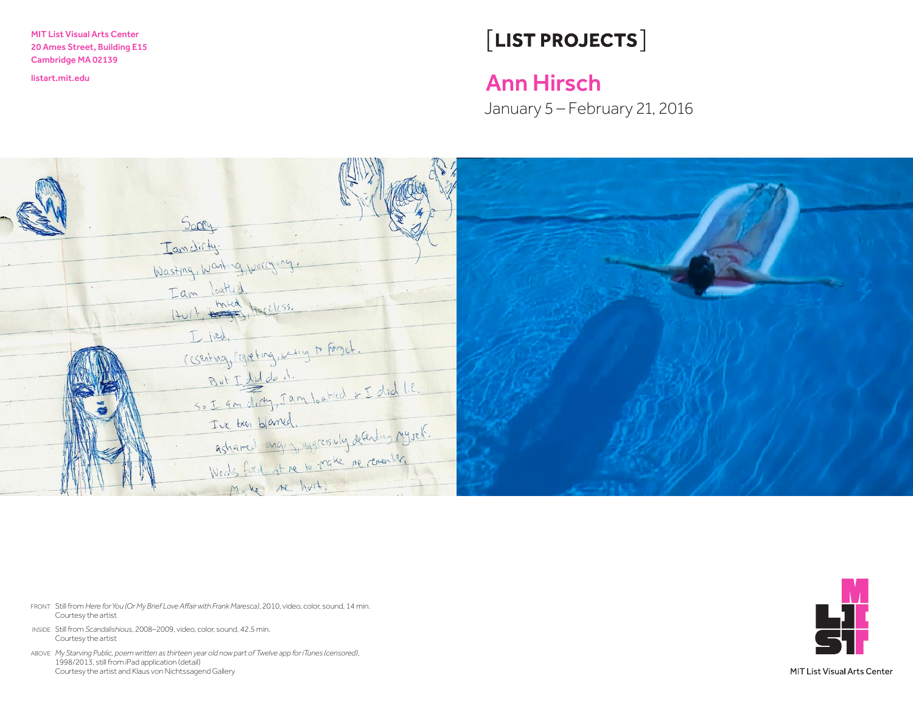MIT List Visual Arts Center
20 Ames Street, Building E15
Cambridge MA 02139

listart.mit.edu

[LIST PROJECTS]

# Ann Hirsch

January 5 – February 21, 2016

FRONT Still from *Here for You (Or My Brief Love Affair with Frank Maresca)*, 2010, video, color, sound, 14 min.
Courtesy the artist

INSIDE Still from *Scandalishious*, 2008–2009, video, color, sound, 42.5 min.
Courtesy the artist

ABOVE *My Starving Public, poem written as thirteen year old now part of Twelve app for iTunes (censored)*, 1998/2013, still from iPad application (detail)
Courtesy the artist and Klaus von Nichtssagend Gallery

MIT List Visual Arts Center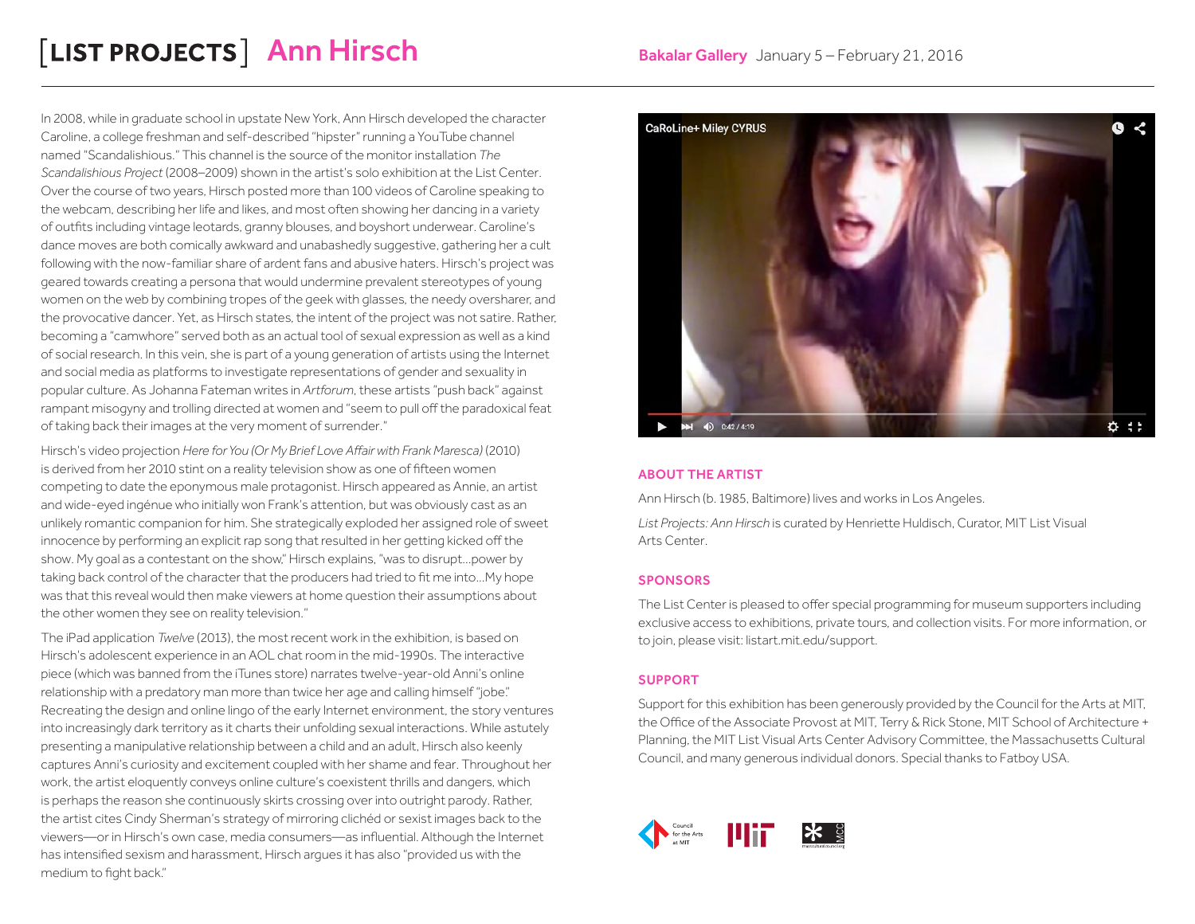# [LIST PROJECTS] Ann Hirsch

**Bakalar Gallery** January 5 – February 21, 2016

In 2008, while in graduate school in upstate New York, Ann Hirsch developed the character Caroline, a college freshman and self-described "hipster" running a YouTube channel named "Scandalishious." This channel is the source of the monitor installation *The Scandalishious Project* (2008–2009) shown in the artist's solo exhibition at the List Center. Over the course of two years, Hirsch posted more than 100 videos of Caroline speaking to the webcam, describing her life and likes, and most often showing her dancing in a variety of outfits including vintage leotards, granny blouses, and boyshort underwear. Caroline's dance moves are both comically awkward and unabashedly suggestive, gathering her a cult following with the now-familiar share of ardent fans and abusive haters. Hirsch's project was geared towards creating a persona that would undermine prevalent stereotypes of young women on the web by combining tropes of the geek with glasses, the needy oversharer, and the provocative dancer. Yet, as Hirsch states, the intent of the project was not satire. Rather, becoming a "camwhore" served both as an actual tool of sexual expression as well as a kind of social research. In this vein, she is part of a young generation of artists using the Internet and social media as platforms to investigate representations of gender and sexuality in popular culture. As Johanna Fateman writes in *Artforum*, these artists "push back" against rampant misogyny and trolling directed at women and "seem to pull off the paradoxical feat of taking back their images at the very moment of surrender."

Hirsch's video projection *Here for You (Or My Brief Love Affair with Frank Maresca)* (2010) is derived from her 2010 stint on a reality television show as one of fifteen women competing to date the eponymous male protagonist. Hirsch appeared as Annie, an artist and wide-eyed ingénue who initially won Frank's attention, but was obviously cast as an unlikely romantic companion for him. She strategically exploded her assigned role of sweet innocence by performing an explicit rap song that resulted in her getting kicked off the show. My goal as a contestant on the show," Hirsch explains, "was to disrupt…power by taking back control of the character that the producers had tried to fit me into…My hope was that this reveal would then make viewers at home question their assumptions about the other women they see on reality television."

The iPad application *Twelve* (2013), the most recent work in the exhibition, is based on Hirsch's adolescent experience in an AOL chat room in the mid-1990s. The interactive piece (which was banned from the iTunes store) narrates twelve-year-old Anni's online relationship with a predatory man more than twice her age and calling himself "jobe." Recreating the design and online lingo of the early Internet environment, the story ventures into increasingly dark territory as it charts their unfolding sexual interactions. While astutely presenting a manipulative relationship between a child and an adult, Hirsch also keenly captures Anni's curiosity and excitement coupled with her shame and fear. Throughout her work, the artist eloquently conveys online culture's coexistent thrills and dangers, which is perhaps the reason she continuously skirts crossing over into outright parody. Rather, the artist cites Cindy Sherman's strategy of mirroring clichéd or sexist images back to the viewers—or in Hirsch's own case, media consumers—as influential. Although the Internet has intensified sexism and harassment, Hirsch argues it has also "provided us with the medium to fight back."

CaRoLine+ Miley CYRUS

## ABOUT THE ARTIST

Ann Hirsch (b. 1985, Baltimore) lives and works in Los Angeles.

*List Projects: Ann Hirsch* is curated by Henriette Huldisch, Curator, MIT List Visual Arts Center.

## SPONSORS

The List Center is pleased to offer special programming for museum supporters including exclusive access to exhibitions, private tours, and collection visits. For more information, or to join, please visit: listart.mit.edu/support.

## SUPPORT

Support for this exhibition has been generously provided by the Council for the Arts at MIT, the Office of the Associate Provost at MIT, Terry & Rick Stone, MIT School of Architecture + Planning, the MIT List Visual Arts Center Advisory Committee, the Massachusetts Cultural Council, and many generous individual donors. Special thanks to Fatboy USA.

Council for the Arts at MIT